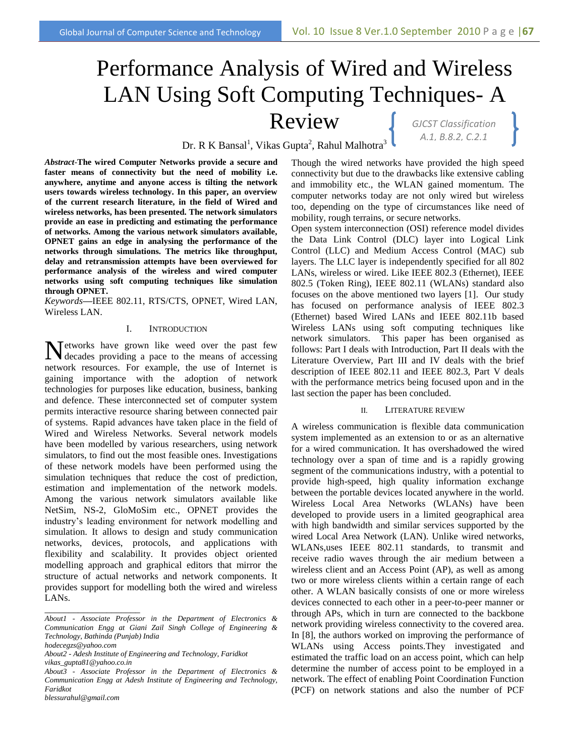# Performance Analysis of Wired and Wireless LAN Using Soft Computing Techniques- A Review

GJCST Classification A.1, B.8.2, C.2.1

Dr. R K Bansal[1], Vikas Gupta[2], Rahul Malhotra[3]

***Abstract*-The wired Computer Networks provide a secure and faster means of connectivity but the need of mobility i.e. anywhere, anytime and anyone access is tilting the network users towards wireless technology. In this paper, an overview of the current research literature, in the field of Wired and wireless networks, has been presented. The network simulators provide an ease in predicting and estimating the performance of networks. Among the various network simulators available, OPNET gains an edge in analysing the performance of the networks through simulations. The metrics like throughput, delay and retransmission attempts have been overviewed for performance analysis of the wireless and wired computer networks using soft computing techniques like simulation through OPNET.**

*Keywords*—IEEE 802.11, RTS/CTS, OPNET, Wired LAN, Wireless LAN.

## I. Introduction

Networks have grown like weed over the past few decades providing a pace to the means of accessing network resources. For example, the use of Internet is gaining importance with the adoption of network technologies for purposes like education, business, banking and defence. These interconnected set of computer system permits interactive resource sharing between connected pair of systems. Rapid advances have taken place in the field of Wired and Wireless Networks. Several network models have been modelled by various researchers, using network simulators, to find out the most feasible ones. Investigations of these network models have been performed using the simulation techniques that reduce the cost of prediction, estimation and implementation of the network models. Among the various network simulators available like NetSim, NS-2, GloMoSim etc., OPNET provides the industry's leading environment for network modelling and simulation. It allows to design and study communication networks, devices, protocols, and applications with flexibility and scalability. It provides object oriented modelling approach and graphical editors that mirror the structure of actual networks and network components. It provides support for modelling both the wired and wireless LANs.

Though the wired networks have provided the high speed connectivity but due to the drawbacks like extensive cabling and immobility etc., the WLAN gained momentum. The computer networks today are not only wired but wireless too, depending on the type of circumstances like need of mobility, rough terrains, or secure networks.

Open system interconnection (OSI) reference model divides the Data Link Control (DLC) layer into Logical Link Control (LLC) and Medium Access Control (MAC) sub layers. The LLC layer is independently specified for all 802 LANs, wireless or wired. Like IEEE 802.3 (Ethernet), IEEE 802.5 (Token Ring), IEEE 802.11 (WLANs) standard also focuses on the above mentioned two layers [1]. Our study has focused on performance analysis of IEEE 802.3 (Ethernet) based Wired LANs and IEEE 802.11b based Wireless LANs using soft computing techniques like network simulators. This paper has been organised as follows: Part I deals with Introduction, Part II deals with the Literature Overview, Part III and IV deals with the brief description of IEEE 802.11 and IEEE 802.3, Part V deals with the performance metrics being focused upon and in the last section the paper has been concluded.

## II. Literature Review

A wireless communication is flexible data communication system implemented as an extension to or as an alternative for a wired communication. It has overshadowed the wired technology over a span of time and is a rapidly growing segment of the communications industry, with a potential to provide high-speed, high quality information exchange between the portable devices located anywhere in the world. Wireless Local Area Networks (WLANs) have been developed to provide users in a limited geographical area with high bandwidth and similar services supported by the wired Local Area Network (LAN). Unlike wired networks, WLANs,uses IEEE 802.11 standards, to transmit and receive radio waves through the air medium between a wireless client and an Access Point (AP), as well as among two or more wireless clients within a certain range of each other. A WLAN basically consists of one or more wireless devices connected to each other in a peer-to-peer manner or through APs, which in turn are connected to the backbone network providing wireless connectivity to the covered area. In [8], the authors worked on improving the performance of WLANs using Access points.They investigated and estimated the traffic load on an access point, which can help determine the number of access point to be employed in a network. The effect of enabling Point Coordination Function (PCF) on network stations and also the number of PCF

---

*About1 - Associate Professor in the Department of Electronics & Communication Engg at Giani Zail Singh College of Engineering & Technology, Bathinda (Punjab) India*
*hodecegzs@yahoo.com*
*About2 - Adesh Institute of Engineering and Technology, Faridkot*
*vikas_gupta81@yahoo.co.in*
*About3 - Associate Professor in the Department of Electronics & Communication Engg at Adesh Institute of Engineering and Technology, Faridkot*
*blessurahul@gmail.com*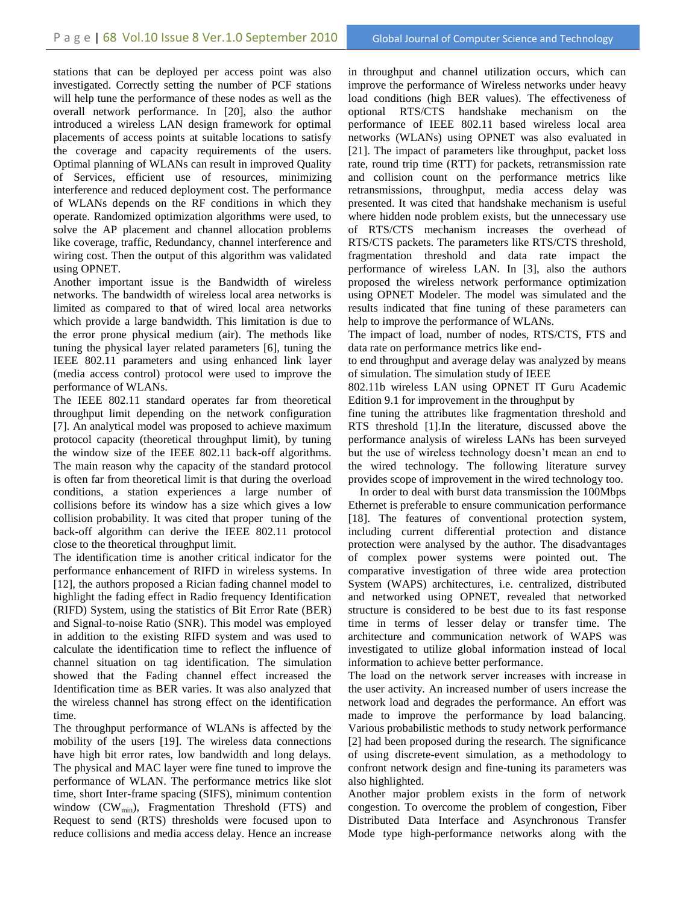stations that can be deployed per access point was also investigated. Correctly setting the number of PCF stations will help tune the performance of these nodes as well as the overall network performance. In [20], also the author introduced a wireless LAN design framework for optimal placements of access points at suitable locations to satisfy the coverage and capacity requirements of the users. Optimal planning of WLANs can result in improved Quality of Services, efficient use of resources, minimizing interference and reduced deployment cost. The performance of WLANs depends on the RF conditions in which they operate. Randomized optimization algorithms were used, to solve the AP placement and channel allocation problems like coverage, traffic, Redundancy, channel interference and wiring cost. Then the output of this algorithm was validated using OPNET.

Another important issue is the Bandwidth of wireless networks. The bandwidth of wireless local area networks is limited as compared to that of wired local area networks which provide a large bandwidth. This limitation is due to the error prone physical medium (air). The methods like tuning the physical layer related parameters [6], tuning the IEEE 802.11 parameters and using enhanced link layer (media access control) protocol were used to improve the performance of WLANs.

The IEEE 802.11 standard operates far from theoretical throughput limit depending on the network configuration [7]. An analytical model was proposed to achieve maximum protocol capacity (theoretical throughput limit), by tuning the window size of the IEEE 802.11 back-off algorithms. The main reason why the capacity of the standard protocol is often far from theoretical limit is that during the overload conditions, a station experiences a large number of collisions before its window has a size which gives a low collision probability. It was cited that proper tuning of the back-off algorithm can derive the IEEE 802.11 protocol close to the theoretical throughput limit.

The identification time is another critical indicator for the performance enhancement of RIFD in wireless systems. In [12], the authors proposed a Rician fading channel model to highlight the fading effect in Radio frequency Identification (RIFD) System, using the statistics of Bit Error Rate (BER) and Signal-to-noise Ratio (SNR). This model was employed in addition to the existing RIFD system and was used to calculate the identification time to reflect the influence of channel situation on tag identification. The simulation showed that the Fading channel effect increased the Identification time as BER varies. It was also analyzed that the wireless channel has strong effect on the identification time.

The throughput performance of WLANs is affected by the mobility of the users [19]. The wireless data connections have high bit error rates, low bandwidth and long delays. The physical and MAC layer were fine tuned to improve the performance of WLAN. The performance metrics like slot time, short Inter-frame spacing (SIFS), minimum contention window ($CW_{min}$), Fragmentation Threshold (FTS) and Request to send (RTS) thresholds were focused upon to reduce collisions and media access delay. Hence an increase in throughput and channel utilization occurs, which can improve the performance of Wireless networks under heavy load conditions (high BER values). The effectiveness of optional RTS/CTS handshake mechanism on the performance of IEEE 802.11 based wireless local area networks (WLANs) using OPNET was also evaluated in [21]. The impact of parameters like throughput, packet loss rate, round trip time (RTT) for packets, retransmission rate and collision count on the performance metrics like retransmissions, throughput, media access delay was presented. It was cited that handshake mechanism is useful where hidden node problem exists, but the unnecessary use of RTS/CTS mechanism increases the overhead of RTS/CTS packets. The parameters like RTS/CTS threshold, fragmentation threshold and data rate impact the performance of wireless LAN. In [3], also the authors proposed the wireless network performance optimization using OPNET Modeler. The model was simulated and the results indicated that fine tuning of these parameters can help to improve the performance of WLANs.

The impact of load, number of nodes, RTS/CTS, FTS and data rate on performance metrics like end-to end throughput and average delay was analyzed by means of simulation. The simulation study of IEEE 802.11b wireless LAN using OPNET IT Guru Academic Edition 9.1 for improvement in the throughput by fine tuning the attributes like fragmentation threshold and RTS threshold [1].In the literature, discussed above the performance analysis of wireless LANs has been surveyed but the use of wireless technology doesn't mean an end to the wired technology. The following literature survey provides scope of improvement in the wired technology too.

In order to deal with burst data transmission the 100Mbps Ethernet is preferable to ensure communication performance [18]. The features of conventional protection system, including current differential protection and distance protection were analysed by the author. The disadvantages of complex power systems were pointed out. The comparative investigation of three wide area protection System (WAPS) architectures, i.e. centralized, distributed and networked using OPNET, revealed that networked structure is considered to be best due to its fast response time in terms of lesser delay or transfer time. The architecture and communication network of WAPS was investigated to utilize global information instead of local information to achieve better performance.

The load on the network server increases with increase in the user activity. An increased number of users increase the network load and degrades the performance. An effort was made to improve the performance by load balancing. Various probabilistic methods to study network performance [2] had been proposed during the research. The significance of using discrete-event simulation, as a methodology to confront network design and fine-tuning its parameters was also highlighted.

Another major problem exists in the form of network congestion. To overcome the problem of congestion, Fiber Distributed Data Interface and Asynchronous Transfer Mode type high-performance networks along with the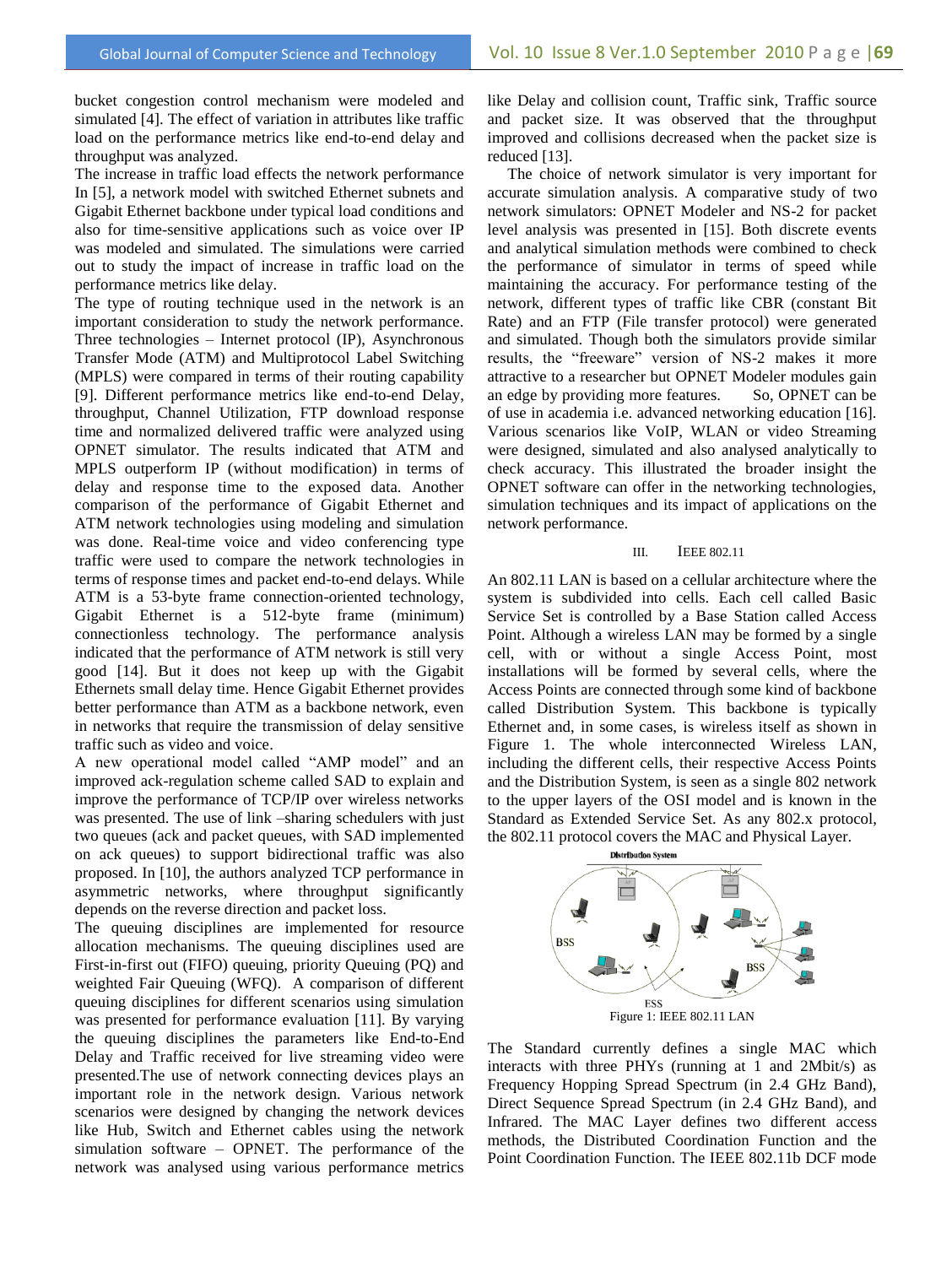bucket congestion control mechanism were modeled and simulated [4]. The effect of variation in attributes like traffic load on the performance metrics like end-to-end delay and throughput was analyzed.

The increase in traffic load effects the network performance In [5], a network model with switched Ethernet subnets and Gigabit Ethernet backbone under typical load conditions and also for time-sensitive applications such as voice over IP was modeled and simulated. The simulations were carried out to study the impact of increase in traffic load on the performance metrics like delay.

The type of routing technique used in the network is an important consideration to study the network performance. Three technologies – Internet protocol (IP), Asynchronous Transfer Mode (ATM) and Multiprotocol Label Switching (MPLS) were compared in terms of their routing capability [9]. Different performance metrics like end-to-end Delay, throughput, Channel Utilization, FTP download response time and normalized delivered traffic were analyzed using OPNET simulator. The results indicated that ATM and MPLS outperform IP (without modification) in terms of delay and response time to the exposed data. Another comparison of the performance of Gigabit Ethernet and ATM network technologies using modeling and simulation was done. Real-time voice and video conferencing type traffic were used to compare the network technologies in terms of response times and packet end-to-end delays. While ATM is a 53-byte frame connection-oriented technology, Gigabit Ethernet is a 512-byte frame (minimum) connectionless technology. The performance analysis indicated that the performance of ATM network is still very good [14]. But it does not keep up with the Gigabit Ethernets small delay time. Hence Gigabit Ethernet provides better performance than ATM as a backbone network, even in networks that require the transmission of delay sensitive traffic such as video and voice.

A new operational model called "AMP model" and an improved ack-regulation scheme called SAD to explain and improve the performance of TCP/IP over wireless networks was presented. The use of link –sharing schedulers with just two queues (ack and packet queues, with SAD implemented on ack queues) to support bidirectional traffic was also proposed. In [10], the authors analyzed TCP performance in asymmetric networks, where throughput significantly depends on the reverse direction and packet loss.

The queuing disciplines are implemented for resource allocation mechanisms. The queuing disciplines used are First-in-first out (FIFO) queuing, priority Queuing (PQ) and weighted Fair Queuing (WFQ). A comparison of different queuing disciplines for different scenarios using simulation was presented for performance evaluation [11]. By varying the queuing disciplines the parameters like End-to-End Delay and Traffic received for live streaming video were presented.The use of network connecting devices plays an important role in the network design. Various network scenarios were designed by changing the network devices like Hub, Switch and Ethernet cables using the network simulation software – OPNET. The performance of the network was analysed using various performance metrics like Delay and collision count, Traffic sink, Traffic source and packet size. It was observed that the throughput improved and collisions decreased when the packet size is reduced [13].

The choice of network simulator is very important for accurate simulation analysis. A comparative study of two network simulators: OPNET Modeler and NS-2 for packet level analysis was presented in [15]. Both discrete events and analytical simulation methods were combined to check the performance of simulator in terms of speed while maintaining the accuracy. For performance testing of the network, different types of traffic like CBR (constant Bit Rate) and an FTP (File transfer protocol) were generated and simulated. Though both the simulators provide similar results, the "freeware" version of NS-2 makes it more attractive to a researcher but OPNET Modeler modules gain an edge by providing more features. So, OPNET can be of use in academia i.e. advanced networking education [16]. Various scenarios like VoIP, WLAN or video Streaming were designed, simulated and also analysed analytically to check accuracy. This illustrated the broader insight the OPNET software can offer in the networking technologies, simulation techniques and its impact of applications on the network performance.

## III. IEEE 802.11

An 802.11 LAN is based on a cellular architecture where the system is subdivided into cells. Each cell called Basic Service Set is controlled by a Base Station called Access Point. Although a wireless LAN may be formed by a single cell, with or without a single Access Point, most installations will be formed by several cells, where the Access Points are connected through some kind of backbone called Distribution System. This backbone is typically Ethernet and, in some cases, is wireless itself as shown in Figure 1. The whole interconnected Wireless LAN, including the different cells, their respective Access Points and the Distribution System, is seen as a single 802 network to the upper layers of the OSI model and is known in the Standard as Extended Service Set. As any 802.x protocol, the 802.11 protocol covers the MAC and Physical Layer.

Figure 1: IEEE 802.11 LAN

The Standard currently defines a single MAC which interacts with three PHYs (running at 1 and 2Mbit/s) as Frequency Hopping Spread Spectrum (in 2.4 GHz Band), Direct Sequence Spread Spectrum (in 2.4 GHz Band), and Infrared. The MAC Layer defines two different access methods, the Distributed Coordination Function and the Point Coordination Function. The IEEE 802.11b DCF mode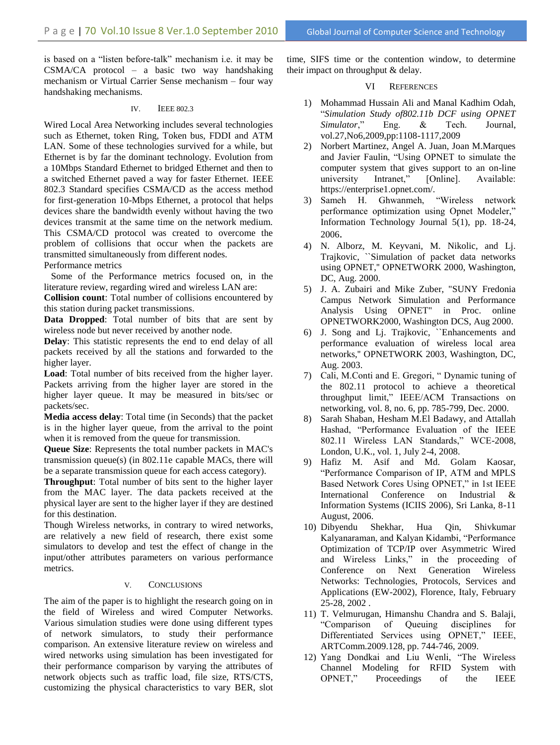is based on a "listen before-talk" mechanism i.e. it may be CSMA/CA protocol – a basic two way handshaking mechanism or Virtual Carrier Sense mechanism – four way handshaking mechanisms.

## IV. IEEE 802.3

Wired Local Area Networking includes several technologies such as Ethernet, token Ring, Token bus, FDDI and ATM LAN. Some of these technologies survived for a while, but Ethernet is by far the dominant technology. Evolution from a 10Mbps Standard Ethernet to bridged Ethernet and then to a switched Ethernet paved a way for faster Ethernet. IEEE 802.3 Standard specifies CSMA/CD as the access method for first-generation 10-Mbps Ethernet, a protocol that helps devices share the bandwidth evenly without having the two devices transmit at the same time on the network medium. This CSMA/CD protocol was created to overcome the problem of collisions that occur when the packets are transmitted simultaneously from different nodes.

Performance metrics

Some of the Performance metrics focused on, in the literature review, regarding wired and wireless LAN are:

**Collision count**: Total number of collisions encountered by this station during packet transmissions.

**Data Dropped**: Total number of bits that are sent by wireless node but never received by another node.

**Delay**: This statistic represents the end to end delay of all packets received by all the stations and forwarded to the higher layer.

**Load**: Total number of bits received from the higher layer. Packets arriving from the higher layer are stored in the higher layer queue. It may be measured in bits/sec or packets/sec.

**Media access delay**: Total time (in Seconds) that the packet is in the higher layer queue, from the arrival to the point when it is removed from the queue for transmission.

**Queue Size**: Represents the total number packets in MAC's transmission queue(s) (in 802.11e capable MACs, there will be a separate transmission queue for each access category).

**Throughput**: Total number of bits sent to the higher layer from the MAC layer. The data packets received at the physical layer are sent to the higher layer if they are destined for this destination.

Though Wireless networks, in contrary to wired networks, are relatively a new field of research, there exist some simulators to develop and test the effect of change in the input/other attributes parameters on various performance metrics.

## V. Conclusions

The aim of the paper is to highlight the research going on in the field of Wireless and wired Computer Networks. Various simulation studies were done using different types of network simulators, to study their performance comparison. An extensive literature review on wireless and wired networks using simulation has been investigated for their performance comparison by varying the attributes of network objects such as traffic load, file size, RTS/CTS, customizing the physical characteristics to vary BER, slot time, SIFS time or the contention window, to determine their impact on throughput & delay.

## VI References

1) Mohammad Hussain Ali and Manal Kadhim Odah, "*Simulation Study of802.11b DCF using OPNET Simulator*," Eng. & Tech. Journal, vol.27,No6,2009,pp:1108-1117,2009
2) Norbert Martinez, Angel A. Juan, Joan M.Marques and Javier Faulin, "Using OPNET to simulate the computer system that gives support to an on-line university Intranet," [Online]. Available: https://enterprise1.opnet.com/.
3) Sameh H. Ghwanmeh, "Wireless network performance optimization using Opnet Modeler," Information Technology Journal 5(1), pp. 18-24, 2006.
4) N. Alborz, M. Keyvani, M. Nikolic, and Lj. Trajkovic, ``Simulation of packet data networks using OPNET,'' OPNETWORK 2000, Washington, DC, Aug. 2000.
5) J. A. Zubairi and Mike Zuber, "SUNY Fredonia Campus Network Simulation and Performance Analysis Using OPNET" in Proc. online OPNETWORK2000, Washington DCS, Aug 2000.
6) J. Song and Lj. Trajkovic, ``Enhancements and performance evaluation of wireless local area networks,'' OPNETWORK 2003, Washington, DC, Aug. 2003.
7) Cali, M.Conti and E. Gregori, " Dynamic tuning of the 802.11 protocol to achieve a theoretical throughput limit," IEEE/ACM Transactions on networking, vol. 8, no. 6, pp. 785-799, Dec. 2000.
8) Sarah Shaban, Hesham M.El Badawy, and Attallah Hashad, "Performance Evaluation of the IEEE 802.11 Wireless LAN Standards," WCE-2008, London, U.K., vol. 1, July 2-4, 2008.
9) Hafiz M. Asif and Md. Golam Kaosar, "Performance Comparison of IP, ATM and MPLS Based Network Cores Using OPNET," in 1st IEEE International Conference on Industrial & Information Systems (ICIIS 2006), Sri Lanka, 8-11 August, 2006.
10) Dibyendu Shekhar, Hua Qin, Shivkumar Kalyanaraman, and Kalyan Kidambi, "Performance Optimization of TCP/IP over Asymmetric Wired and Wireless Links," in the proceeding of Conference on Next Generation Wireless Networks: Technologies, Protocols, Services and Applications (EW-2002), Florence, Italy, February 25-28, 2002 .
11) T. Velmurugan, Himanshu Chandra and S. Balaji, "Comparison of Queuing disciplines for Differentiated Services using OPNET," IEEE, ARTComm.2009.128, pp. 744-746, 2009.
12) Yang Dondkai and Liu Wenli, "The Wireless Channel Modeling for RFID System with OPNET," Proceedings of the IEEE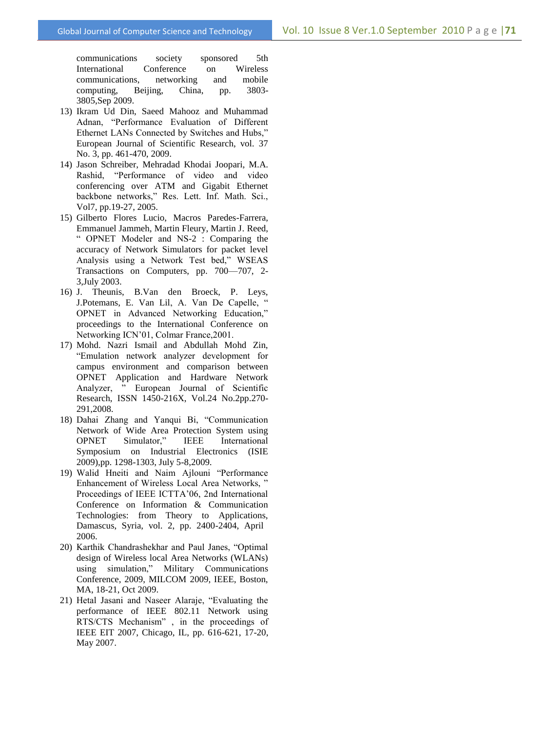communications society sponsored 5th International Conference on Wireless communications, networking and mobile computing, Beijing, China, pp. 3803-3805,Sep 2009.

13) Ikram Ud Din, Saeed Mahooz and Muhammad Adnan, "Performance Evaluation of Different Ethernet LANs Connected by Switches and Hubs," European Journal of Scientific Research, vol. 37 No. 3, pp. 461-470, 2009.
14) Jason Schreiber, Mehradad Khodai Joopari, M.A. Rashid, "Performance of video and video conferencing over ATM and Gigabit Ethernet backbone networks," Res. Lett. Inf. Math. Sci., Vol7, pp.19-27, 2005.
15) Gilberto Flores Lucio, Macros Paredes-Farrera, Emmanuel Jammeh, Martin Fleury, Martin J. Reed, " OPNET Modeler and NS-2 : Comparing the accuracy of Network Simulators for packet level Analysis using a Network Test bed," WSEAS Transactions on Computers, pp. 700—707, 2-3,July 2003.
16) J. Theunis, B.Van den Broeck, P. Leys, J.Potemans, E. Van Lil, A. Van De Capelle, " OPNET in Advanced Networking Education," proceedings to the International Conference on Networking ICN'01, Colmar France,2001.
17) Mohd. Nazri Ismail and Abdullah Mohd Zin, "Emulation network analyzer development for campus environment and comparison between OPNET Application and Hardware Network Analyzer, " European Journal of Scientific Research, ISSN 1450-216X, Vol.24 No.2pp.270-291,2008.
18) Dahai Zhang and Yanqui Bi, "Communication Network of Wide Area Protection System using OPNET Simulator," IEEE International Symposium on Industrial Electronics (ISIE 2009),pp. 1298-1303, July 5-8,2009.
19) Walid Hneiti and Naim Ajlouni "Performance Enhancement of Wireless Local Area Networks, " Proceedings of IEEE ICTTA'06, 2nd International Conference on Information & Communication Technologies: from Theory to Applications, Damascus, Syria, vol. 2, pp. 2400-2404, April 2006.
20) Karthik Chandrashekhar and Paul Janes, "Optimal design of Wireless local Area Networks (WLANs) using simulation," Military Communications Conference, 2009, MILCOM 2009, IEEE, Boston, MA, 18-21, Oct 2009.
21) Hetal Jasani and Naseer Alaraje, "Evaluating the performance of IEEE 802.11 Network using RTS/CTS Mechanism" , in the proceedings of IEEE EIT 2007, Chicago, IL, pp. 616-621, 17-20, May 2007.